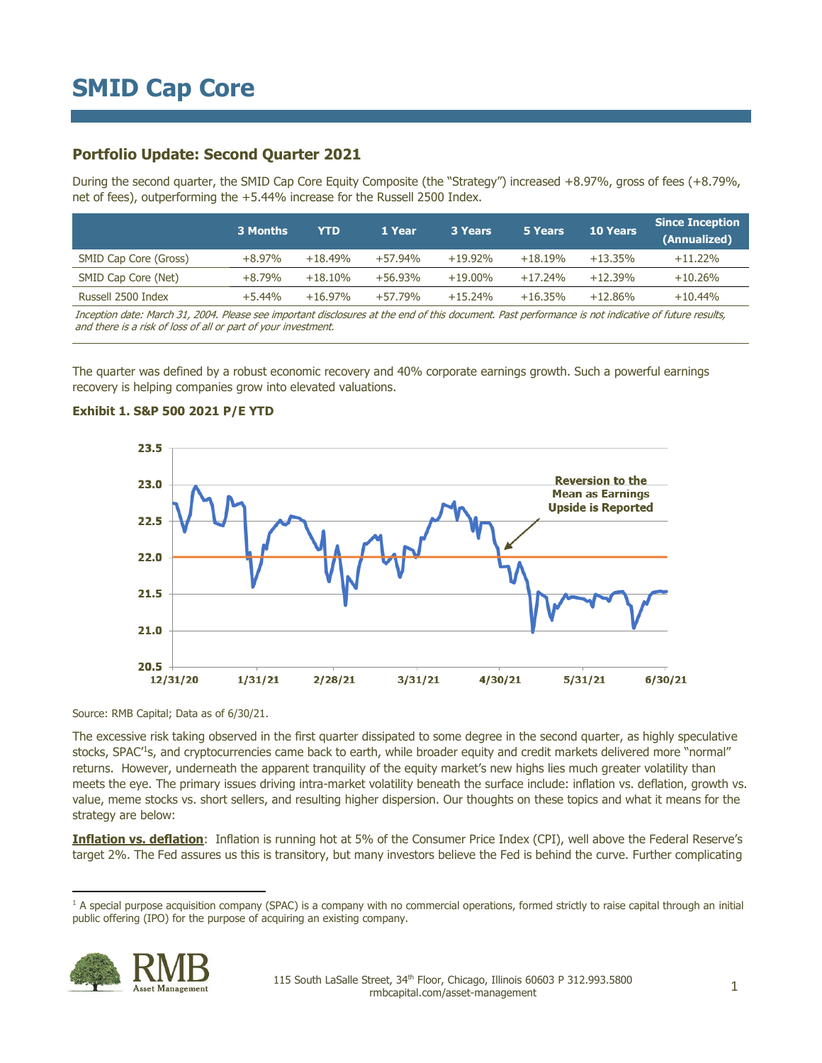# SMID Cap Core

## Portfolio Update: Second Quarter 2021

During the second quarter, the SMID Cap Core Equity Composite (the "Strategy") increased +8.97%, gross of fees (+8.79%, net of fees), outperforming the +5.44% increase for the Russell 2500 Index.

| | 3 Months | YTD | 1 Year | 3 Years | 5 Years | 10 Years | Since Inception (Annualized) |
|---|---|---|---|---|---|---|---|
| SMID Cap Core (Gross) | +8.97% | +18.49% | +57.94% | +19.92% | +18.19% | +13.35% | +11.22% |
| SMID Cap Core (Net) | +8.79% | +18.10% | +56.93% | +19.00% | +17.24% | +12.39% | +10.26% |
| Russell 2500 Index | +5.44% | +16.97% | +57.79% | +15.24% | +16.35% | +12.86% | +10.44% |

*Inception date: March 31, 2004. Please see important disclosures at the end of this document. Past performance is not indicative of future results, and there is a risk of loss of all or part of your investment.*

The quarter was defined by a robust economic recovery and 40% corporate earnings growth. Such a powerful earnings recovery is helping companies grow into elevated valuations.

**Exhibit 1. S&P 500 2021 P/E YTD**

Source: RMB Capital; Data as of 6/30/21.

The excessive risk taking observed in the first quarter dissipated to some degree in the second quarter, as highly speculative stocks, SPAC's[1], and cryptocurrencies came back to earth, while broader equity and credit markets delivered more "normal" returns. However, underneath the apparent tranquility of the equity market's new highs lies much greater volatility than meets the eye. The primary issues driving intra-market volatility beneath the surface include: inflation vs. deflation, growth vs. value, meme stocks vs. short sellers, and resulting higher dispersion. Our thoughts on these topics and what it means for the strategy are below:

**Inflation vs. deflation**: Inflation is running hot at 5% of the Consumer Price Index (CPI), well above the Federal Reserve's target 2%. The Fed assures us this is transitory, but many investors believe the Fed is behind the curve. Further complicating

[1] A special purpose acquisition company (SPAC) is a company with no commercial operations, formed strictly to raise capital through an initial public offering (IPO) for the purpose of acquiring an existing company.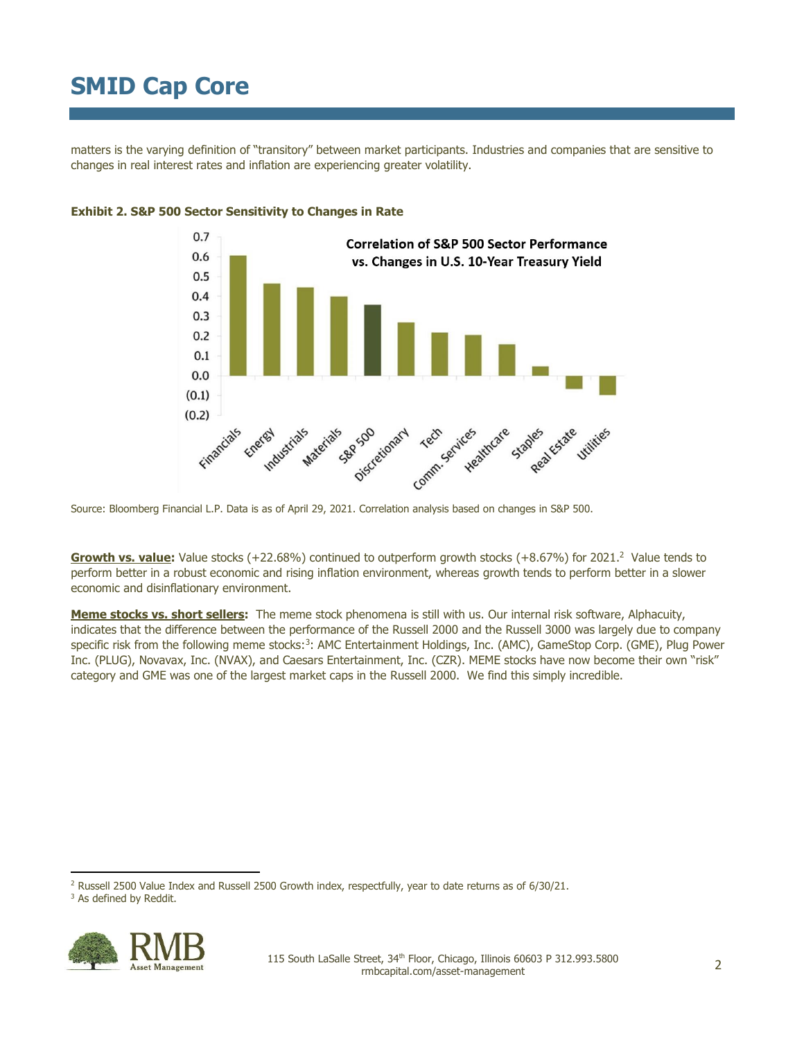matters is the varying definition of "transitory" between market participants. Industries and companies that are sensitive to changes in real interest rates and inflation are experiencing greater volatility.

**Exhibit 2. S&P 500 Sector Sensitivity to Changes in Rate**

Source: Bloomberg Financial L.P. Data is as of April 29, 2021. Correlation analysis based on changes in S&P 500.

**Growth vs. value:** Value stocks (+22.68%) continued to outperform growth stocks (+8.67%) for 2021.[2] Value tends to perform better in a robust economic and rising inflation environment, whereas growth tends to perform better in a slower economic and disinflationary environment.

**Meme stocks vs. short sellers:** The meme stock phenomena is still with us. Our internal risk software, Alphacuity, indicates that the difference between the performance of the Russell 2000 and the Russell 3000 was largely due to company specific risk from the following meme stocks:[3]: AMC Entertainment Holdings, Inc. (AMC), GameStop Corp. (GME), Plug Power Inc. (PLUG), Novavax, Inc. (NVAX), and Caesars Entertainment, Inc. (CZR). MEME stocks have now become their own "risk" category and GME was one of the largest market caps in the Russell 2000. We find this simply incredible.

[2] Russell 2500 Value Index and Russell 2500 Growth index, respectfully, year to date returns as of 6/30/21.

[3] As defined by Reddit.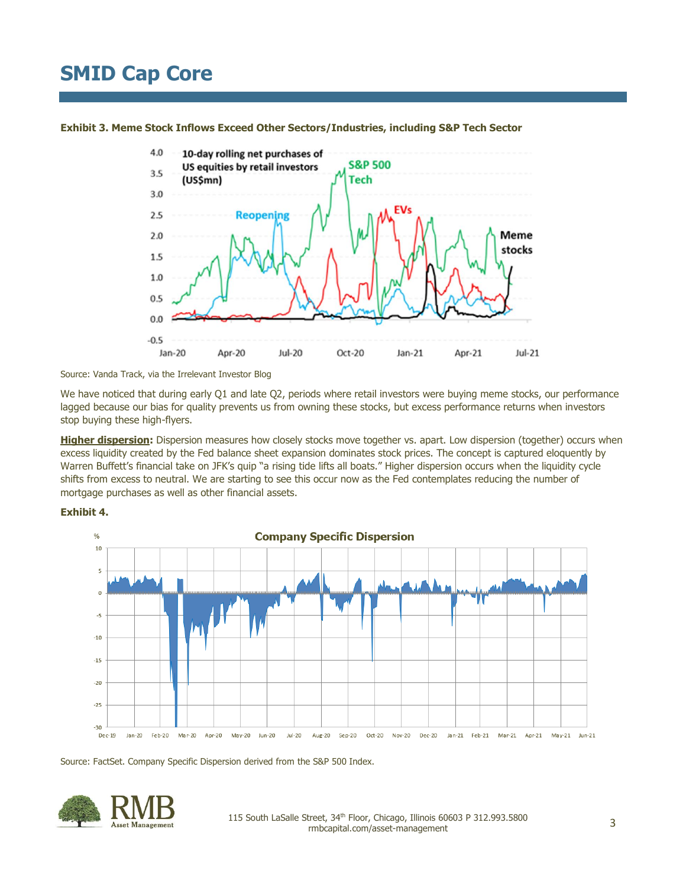# SMID Cap Core

**Exhibit 3. Meme Stock Inflows Exceed Other Sectors/Industries, including S&P Tech Sector**

Source: Vanda Track, via the Irrelevant Investor Blog

We have noticed that during early Q1 and late Q2, periods where retail investors were buying meme stocks, our performance lagged because our bias for quality prevents us from owning these stocks, but excess performance returns when investors stop buying these high-flyers.

**Higher dispersion:** Dispersion measures how closely stocks move together vs. apart. Low dispersion (together) occurs when excess liquidity created by the Fed balance sheet expansion dominates stock prices. The concept is captured eloquently by Warren Buffett's financial take on JFK's quip "a rising tide lifts all boats." Higher dispersion occurs when the liquidity cycle shifts from excess to neutral. We are starting to see this occur now as the Fed contemplates reducing the number of mortgage purchases as well as other financial assets.

**Exhibit 4.**

Source: FactSet. Company Specific Dispersion derived from the S&P 500 Index.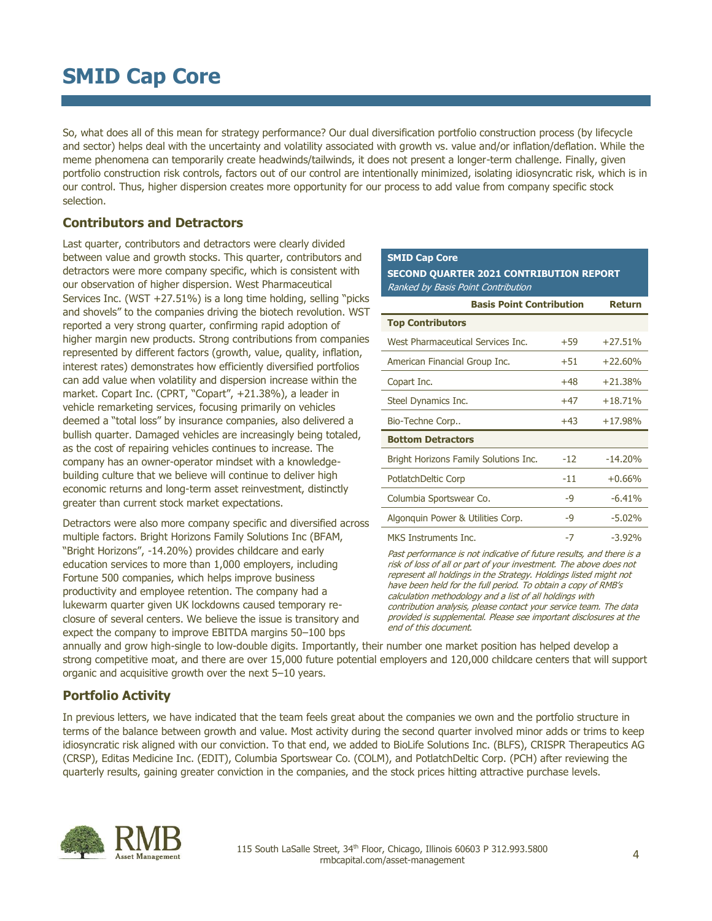# SMID Cap Core

So, what does all of this mean for strategy performance? Our dual diversification portfolio construction process (by lifecycle and sector) helps deal with the uncertainty and volatility associated with growth vs. value and/or inflation/deflation. While the meme phenomena can temporarily create headwinds/tailwinds, it does not present a longer-term challenge. Finally, given portfolio construction risk controls, factors out of our control are intentionally minimized, isolating idiosyncratic risk, which is in our control. Thus, higher dispersion creates more opportunity for our process to add value from company specific stock selection.

## Contributors and Detractors

Last quarter, contributors and detractors were clearly divided between value and growth stocks. This quarter, contributors and detractors were more company specific, which is consistent with our observation of higher dispersion. West Pharmaceutical Services Inc. (WST +27.51%) is a long time holding, selling "picks and shovels" to the companies driving the biotech revolution. WST reported a very strong quarter, confirming rapid adoption of higher margin new products. Strong contributions from companies represented by different factors (growth, value, quality, inflation, interest rates) demonstrates how efficiently diversified portfolios can add value when volatility and dispersion increase within the market. Copart Inc. (CPRT, "Copart", +21.38%), a leader in vehicle remarketing services, focusing primarily on vehicles deemed a "total loss" by insurance companies, also delivered a bullish quarter. Damaged vehicles are increasingly being totaled, as the cost of repairing vehicles continues to increase. The company has an owner-operator mindset with a knowledge-building culture that we believe will continue to deliver high economic returns and long-term asset reinvestment, distinctly greater than current stock market expectations.

**SMID Cap Core**
**SECOND QUARTER 2021 CONTRIBUTION REPORT**
*Ranked by Basis Point Contribution*

| | Basis Point Contribution | Return |
|---|---|---|
| **Top Contributors** | | |
| West Pharmaceutical Services Inc. | +59 | +27.51% |
| American Financial Group Inc. | +51 | +22.60% |
| Copart Inc. | +48 | +21.38% |
| Steel Dynamics Inc. | +47 | +18.71% |
| Bio-Techne Corp.. | +43 | +17.98% |
| **Bottom Detractors** | | |
| Bright Horizons Family Solutions Inc. | -12 | -14.20% |
| PotlatchDeltic Corp | -11 | +0.66% |
| Columbia Sportswear Co. | -9 | -6.41% |
| Algonquin Power & Utilities Corp. | -9 | -5.02% |
| MKS Instruments Inc. | -7 | -3.92% |

*Past performance is not indicative of future results, and there is a risk of loss of all or part of your investment. The above does not represent all holdings in the Strategy. Holdings listed might not have been held for the full period. To obtain a copy of RMB's calculation methodology and a list of all holdings with contribution analysis, please contact your service team. The data provided is supplemental. Please see important disclosures at the end of this document.*

Detractors were also more company specific and diversified across multiple factors. Bright Horizons Family Solutions Inc (BFAM, "Bright Horizons", -14.20%) provides childcare and early education services to more than 1,000 employers, including Fortune 500 companies, which helps improve business productivity and employee retention. The company had a lukewarm quarter given UK lockdowns caused temporary re-closure of several centers. We believe the issue is transitory and expect the company to improve EBITDA margins 50–100 bps annually and grow high-single to low-double digits. Importantly, their number one market position has helped develop a strong competitive moat, and there are over 15,000 future potential employers and 120,000 childcare centers that will support organic and acquisitive growth over the next 5–10 years.

## Portfolio Activity

In previous letters, we have indicated that the team feels great about the companies we own and the portfolio structure in terms of the balance between growth and value. Most activity during the second quarter involved minor adds or trims to keep idiosyncratic risk aligned with our conviction. To that end, we added to BioLife Solutions Inc. (BLFS), CRISPR Therapeutics AG (CRSP), Editas Medicine Inc. (EDIT), Columbia Sportswear Co. (COLM), and PotlatchDeltic Corp. (PCH) after reviewing the quarterly results, gaining greater conviction in the companies, and the stock prices hitting attractive purchase levels.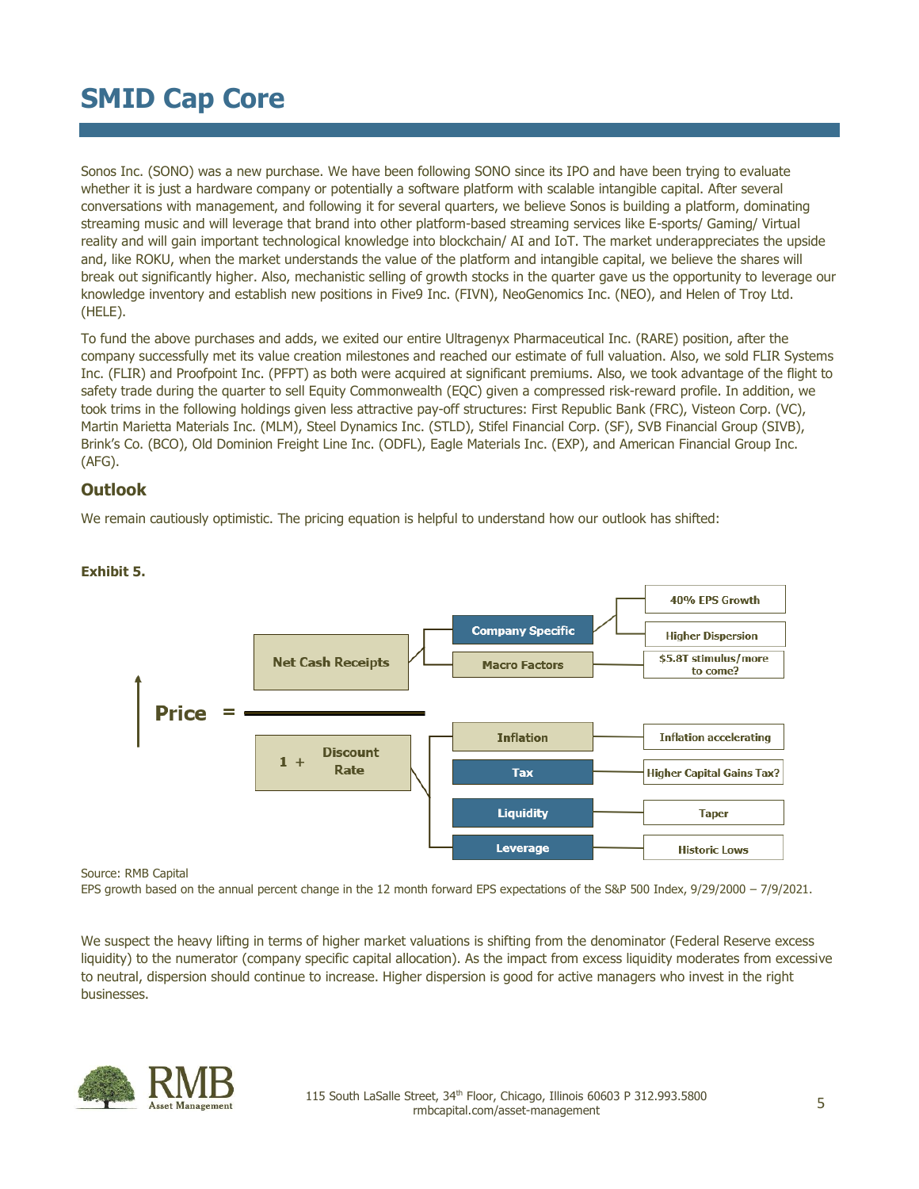# SMID Cap Core

Sonos Inc. (SONO) was a new purchase. We have been following SONO since its IPO and have been trying to evaluate whether it is just a hardware company or potentially a software platform with scalable intangible capital. After several conversations with management, and following it for several quarters, we believe Sonos is building a platform, dominating streaming music and will leverage that brand into other platform-based streaming services like E-sports/ Gaming/ Virtual reality and will gain important technological knowledge into blockchain/ AI and IoT. The market underappreciates the upside and, like ROKU, when the market understands the value of the platform and intangible capital, we believe the shares will break out significantly higher. Also, mechanistic selling of growth stocks in the quarter gave us the opportunity to leverage our knowledge inventory and establish new positions in Five9 Inc. (FIVN), NeoGenomics Inc. (NEO), and Helen of Troy Ltd. (HELE).

To fund the above purchases and adds, we exited our entire Ultragenyx Pharmaceutical Inc. (RARE) position, after the company successfully met its value creation milestones and reached our estimate of full valuation. Also, we sold FLIR Systems Inc. (FLIR) and Proofpoint Inc. (PFPT) as both were acquired at significant premiums. Also, we took advantage of the flight to safety trade during the quarter to sell Equity Commonwealth (EQC) given a compressed risk-reward profile. In addition, we took trims in the following holdings given less attractive pay-off structures: First Republic Bank (FRC), Visteon Corp. (VC), Martin Marietta Materials Inc. (MLM), Steel Dynamics Inc. (STLD), Stifel Financial Corp. (SF), SVB Financial Group (SIVB), Brink's Co. (BCO), Old Dominion Freight Line Inc. (ODFL), Eagle Materials Inc. (EXP), and American Financial Group Inc. (AFG).

## Outlook

We remain cautiously optimistic. The pricing equation is helpful to understand how our outlook has shifted:

**Exhibit 5.**

$$\text{Price} = \frac{\text{Net Cash Receipts}}{1 + \text{Discount Rate}}$$

- Net Cash Receipts
  - Company Specific
    - 40% EPS Growth
    - Higher Dispersion
  - Macro Factors
    - $5.8T stimulus/more to come?
- 1 + Discount Rate
  - Inflation — Inflation accelerating
  - Tax — Higher Capital Gains Tax?
  - Liquidity — Taper
  - Leverage — Historic Lows

Source: RMB Capital
EPS growth based on the annual percent change in the 12 month forward EPS expectations of the S&P 500 Index, 9/29/2000 – 7/9/2021.

We suspect the heavy lifting in terms of higher market valuations is shifting from the denominator (Federal Reserve excess liquidity) to the numerator (company specific capital allocation). As the impact from excess liquidity moderates from excessive to neutral, dispersion should continue to increase. Higher dispersion is good for active managers who invest in the right businesses.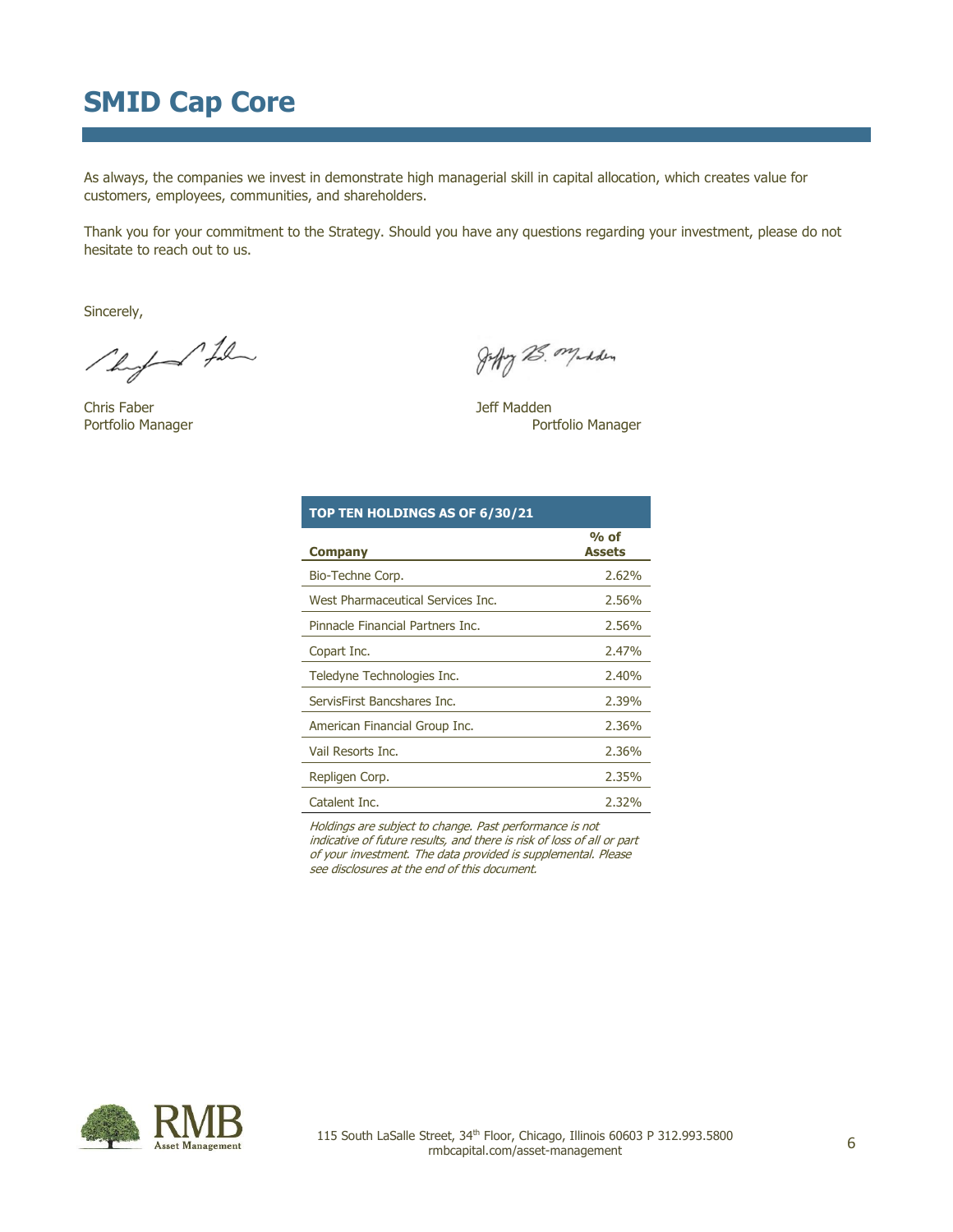# SMID Cap Core

As always, the companies we invest in demonstrate high managerial skill in capital allocation, which creates value for customers, employees, communities, and shareholders.

Thank you for your commitment to the Strategy. Should you have any questions regarding your investment, please do not hesitate to reach out to us.

Sincerely,

Chris Faber
Portfolio Manager

Jeff Madden
Portfolio Manager

**TOP TEN HOLDINGS AS OF 6/30/21**

| Company | % of Assets |
|---|---|
| Bio-Techne Corp. | 2.62% |
| West Pharmaceutical Services Inc. | 2.56% |
| Pinnacle Financial Partners Inc. | 2.56% |
| Copart Inc. | 2.47% |
| Teledyne Technologies Inc. | 2.40% |
| ServisFirst Bancshares Inc. | 2.39% |
| American Financial Group Inc. | 2.36% |
| Vail Resorts Inc. | 2.36% |
| Repligen Corp. | 2.35% |
| Catalent Inc. | 2.32% |

*Holdings are subject to change. Past performance is not indicative of future results, and there is risk of loss of all or part of your investment. The data provided is supplemental. Please see disclosures at the end of this document.*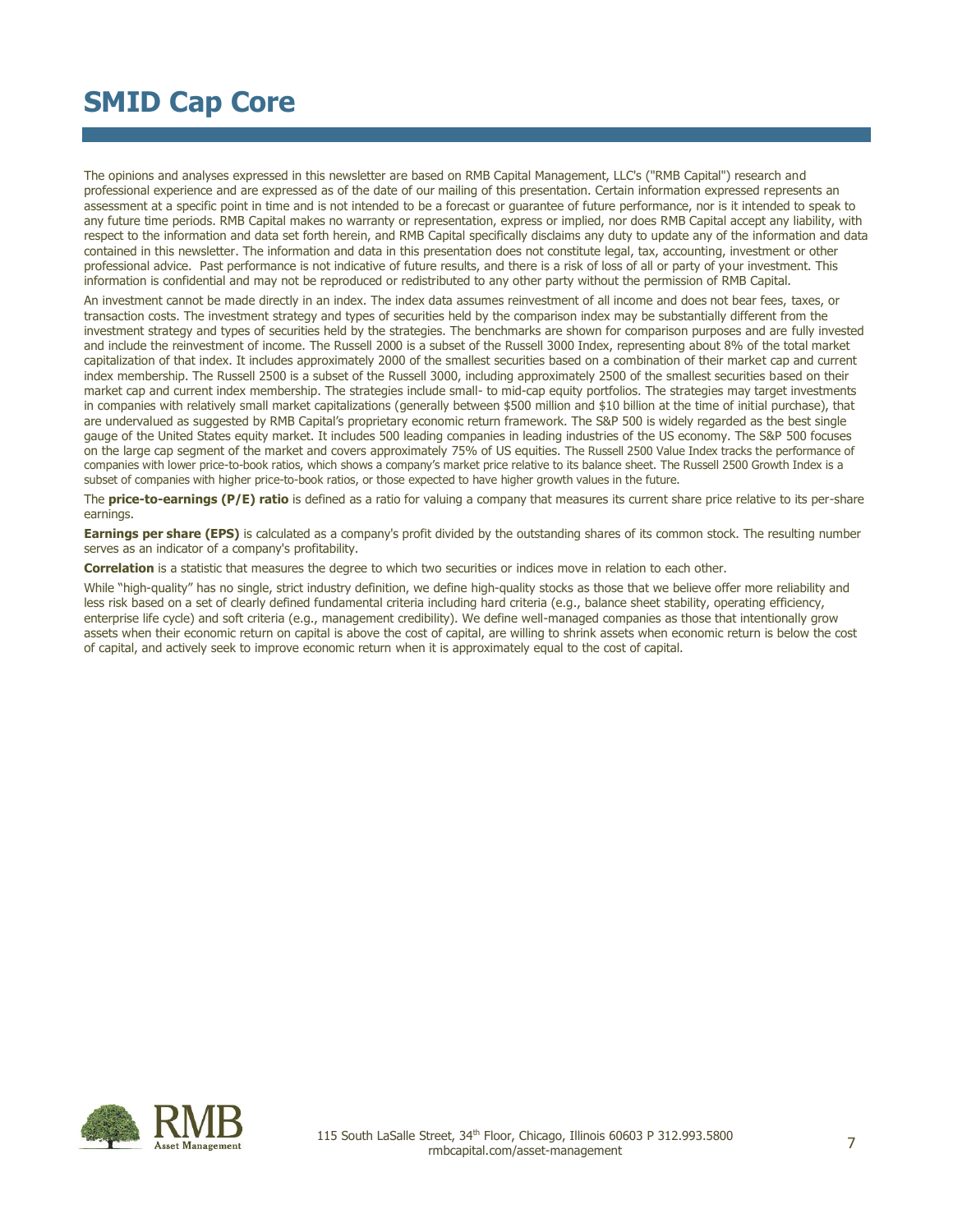# SMID Cap Core

The opinions and analyses expressed in this newsletter are based on RMB Capital Management, LLC's ("RMB Capital") research and professional experience and are expressed as of the date of our mailing of this presentation. Certain information expressed represents an assessment at a specific point in time and is not intended to be a forecast or guarantee of future performance, nor is it intended to speak to any future time periods. RMB Capital makes no warranty or representation, express or implied, nor does RMB Capital accept any liability, with respect to the information and data set forth herein, and RMB Capital specifically disclaims any duty to update any of the information and data contained in this newsletter. The information and data in this presentation does not constitute legal, tax, accounting, investment or other professional advice. Past performance is not indicative of future results, and there is a risk of loss of all or party of your investment. This information is confidential and may not be reproduced or redistributed to any other party without the permission of RMB Capital.

An investment cannot be made directly in an index. The index data assumes reinvestment of all income and does not bear fees, taxes, or transaction costs. The investment strategy and types of securities held by the comparison index may be substantially different from the investment strategy and types of securities held by the strategies. The benchmarks are shown for comparison purposes and are fully invested and include the reinvestment of income. The Russell 2000 is a subset of the Russell 3000 Index, representing about 8% of the total market capitalization of that index. It includes approximately 2000 of the smallest securities based on a combination of their market cap and current index membership. The Russell 2500 is a subset of the Russell 3000, including approximately 2500 of the smallest securities based on their market cap and current index membership. The strategies include small- to mid-cap equity portfolios. The strategies may target investments in companies with relatively small market capitalizations (generally between $500 million and $10 billion at the time of initial purchase), that are undervalued as suggested by RMB Capital's proprietary economic return framework. The S&P 500 is widely regarded as the best single gauge of the United States equity market. It includes 500 leading companies in leading industries of the US economy. The S&P 500 focuses on the large cap segment of the market and covers approximately 75% of US equities. The Russell 2500 Value Index tracks the performance of companies with lower price-to-book ratios, which shows a company's market price relative to its balance sheet. The Russell 2500 Growth Index is a subset of companies with higher price-to-book ratios, or those expected to have higher growth values in the future.

The **price-to-earnings (P/E) ratio** is defined as a ratio for valuing a company that measures its current share price relative to its per-share earnings.

**Earnings per share (EPS)** is calculated as a company's profit divided by the outstanding shares of its common stock. The resulting number serves as an indicator of a company's profitability.

**Correlation** is a statistic that measures the degree to which two securities or indices move in relation to each other.

While "high-quality" has no single, strict industry definition, we define high-quality stocks as those that we believe offer more reliability and less risk based on a set of clearly defined fundamental criteria including hard criteria (e.g., balance sheet stability, operating efficiency, enterprise life cycle) and soft criteria (e.g., management credibility). We define well-managed companies as those that intentionally grow assets when their economic return on capital is above the cost of capital, are willing to shrink assets when economic return is below the cost of capital, and actively seek to improve economic return when it is approximately equal to the cost of capital.

115 South LaSalle Street, 34th Floor, Chicago, Illinois 60603 P 312.993.5800
rmbcapital.com/asset-management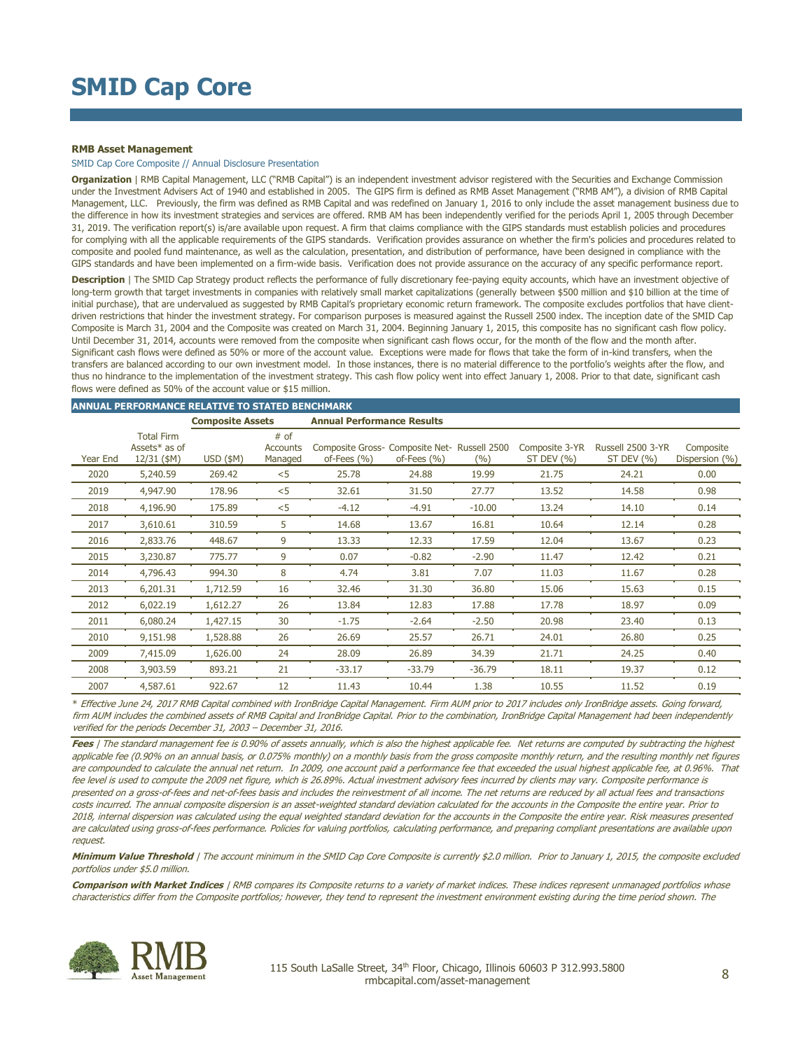# SMID Cap Core

**RMB Asset Management**

SMID Cap Core Composite // Annual Disclosure Presentation

**Organization** | RMB Capital Management, LLC ("RMB Capital") is an independent investment advisor registered with the Securities and Exchange Commission under the Investment Advisers Act of 1940 and established in 2005. The GIPS firm is defined as RMB Asset Management ("RMB AM"), a division of RMB Capital Management, LLC. Previously, the firm was defined as RMB Capital and was redefined on January 1, 2016 to only include the asset management business due to the difference in how its investment strategies and services are offered. RMB AM has been independently verified for the periods April 1, 2005 through December 31, 2019. The verification report(s) is/are available upon request. A firm that claims compliance with the GIPS standards must establish policies and procedures for complying with all the applicable requirements of the GIPS standards. Verification provides assurance on whether the firm's policies and procedures related to composite and pooled fund maintenance, as well as the calculation, presentation, and distribution of performance, have been designed in compliance with the GIPS standards and have been implemented on a firm-wide basis. Verification does not provide assurance on the accuracy of any specific performance report.

**Description** | The SMID Cap Strategy product reflects the performance of fully discretionary fee-paying equity accounts, which have an investment objective of long-term growth that target investments in companies with relatively small market capitalizations (generally between $500 million and $10 billion at the time of initial purchase), that are undervalued as suggested by RMB Capital's proprietary economic return framework. The composite excludes portfolios that have client-driven restrictions that hinder the investment strategy. For comparison purposes is measured against the Russell 2500 index. The inception date of the SMID Cap Composite is March 31, 2004 and the Composite was created on March 31, 2004. Beginning January 1, 2015, this composite has no significant cash flow policy. Until December 31, 2014, accounts were removed from the composite when significant cash flows occur, for the month of the flow and the month after. Significant cash flows were defined as 50% or more of the account value. Exceptions were made for flows that take the form of in-kind transfers, when the transfers are balanced according to our own investment model. In those instances, there is no material difference to the portfolio's weights after the flow, and thus no hindrance to the implementation of the investment strategy. This cash flow policy went into effect January 1, 2008. Prior to that date, significant cash flows were defined as 50% of the account value or $15 million.

**ANNUAL PERFORMANCE RELATIVE TO STATED BENCHMARK**

| | | Composite Assets | | Annual Performance Results | | | | | |
|---|---|---|---|---|---|---|---|---|---|
| Year End | Total Firm Assets* as of 12/31 ($M) | USD ($M) | # of Accounts Managed | Composite Gross-of-Fees (%) | Composite Net-of-Fees (%) | Russell 2500 (%) | Composite 3-YR ST DEV (%) | Russell 2500 3-YR ST DEV (%) | Composite Dispersion (%) |
| 2020 | 5,240.59 | 269.42 | <5 | 25.78 | 24.88 | 19.99 | 21.75 | 24.21 | 0.00 |
| 2019 | 4,947.90 | 178.96 | <5 | 32.61 | 31.50 | 27.77 | 13.52 | 14.58 | 0.98 |
| 2018 | 4,196.90 | 175.89 | <5 | -4.12 | -4.91 | -10.00 | 13.24 | 14.10 | 0.14 |
| 2017 | 3,610.61 | 310.59 | 5 | 14.68 | 13.67 | 16.81 | 10.64 | 12.14 | 0.28 |
| 2016 | 2,833.76 | 448.67 | 9 | 13.33 | 12.33 | 17.59 | 12.04 | 13.67 | 0.23 |
| 2015 | 3,230.87 | 775.77 | 9 | 0.07 | -0.82 | -2.90 | 11.47 | 12.42 | 0.21 |
| 2014 | 4,796.43 | 994.30 | 8 | 4.74 | 3.81 | 7.07 | 11.03 | 11.67 | 0.28 |
| 2013 | 6,201.31 | 1,712.59 | 16 | 32.46 | 31.30 | 36.80 | 15.06 | 15.63 | 0.15 |
| 2012 | 6,022.19 | 1,612.27 | 26 | 13.84 | 12.83 | 17.88 | 17.78 | 18.97 | 0.09 |
| 2011 | 6,080.24 | 1,427.15 | 30 | -1.75 | -2.64 | -2.50 | 20.98 | 23.40 | 0.13 |
| 2010 | 9,151.98 | 1,528.88 | 26 | 26.69 | 25.57 | 26.71 | 24.01 | 26.80 | 0.25 |
| 2009 | 7,415.09 | 1,626.00 | 24 | 28.09 | 26.89 | 34.39 | 21.71 | 24.25 | 0.40 |
| 2008 | 3,903.59 | 893.21 | 21 | -33.17 | -33.79 | -36.79 | 18.11 | 19.37 | 0.12 |
| 2007 | 4,587.61 | 922.67 | 12 | 11.43 | 10.44 | 1.38 | 10.55 | 11.52 | 0.19 |

*\* Effective June 24, 2017 RMB Capital combined with IronBridge Capital Management. Firm AUM prior to 2017 includes only IronBridge assets. Going forward, firm AUM includes the combined assets of RMB Capital and IronBridge Capital. Prior to the combination, IronBridge Capital Management had been independently verified for the periods December 31, 2003 – December 31, 2016.*

***Fees** | The standard management fee is 0.90% of assets annually, which is also the highest applicable fee. Net returns are computed by subtracting the highest applicable fee (0.90% on an annual basis, or 0.075% monthly) on a monthly basis from the gross composite monthly return, and the resulting monthly net figures are compounded to calculate the annual net return. In 2009, one account paid a performance fee that exceeded the usual highest applicable fee, at 0.96%. That fee level is used to compute the 2009 net figure, which is 26.89%. Actual investment advisory fees incurred by clients may vary. Composite performance is presented on a gross-of-fees and net-of-fees basis and includes the reinvestment of all income. The net returns are reduced by all actual fees and transactions costs incurred. The annual composite dispersion is an asset-weighted standard deviation calculated for the accounts in the Composite the entire year. Prior to 2018, internal dispersion was calculated using the equal weighted standard deviation for the accounts in the Composite the entire year. Risk measures presented are calculated using gross-of-fees performance. Policies for valuing portfolios, calculating performance, and preparing compliant presentations are available upon request.*

***Minimum Value Threshold** | The account minimum in the SMID Cap Core Composite is currently $2.0 million. Prior to January 1, 2015, the composite excluded portfolios under $5.0 million.*

***Comparison with Market Indices** | RMB compares its Composite returns to a variety of market indices. These indices represent unmanaged portfolios whose characteristics differ from the Composite portfolios; however, they tend to represent the investment environment existing during the time period shown. The*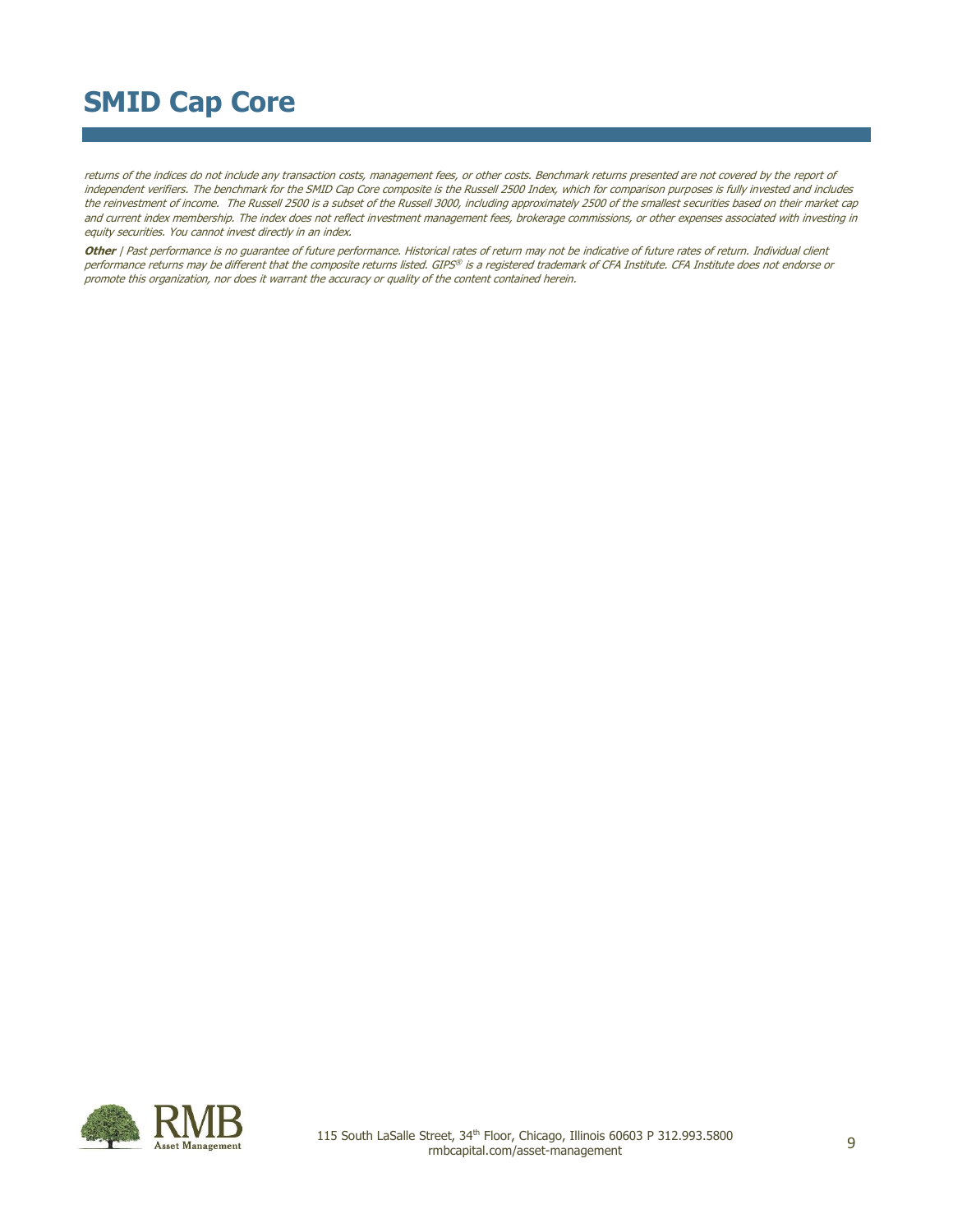# SMID Cap Core

*returns of the indices do not include any transaction costs, management fees, or other costs. Benchmark returns presented are not covered by the report of independent verifiers. The benchmark for the SMID Cap Core composite is the Russell 2500 Index, which for comparison purposes is fully invested and includes the reinvestment of income. The Russell 2500 is a subset of the Russell 3000, including approximately 2500 of the smallest securities based on their market cap and current index membership. The index does not reflect investment management fees, brokerage commissions, or other expenses associated with investing in equity securities. You cannot invest directly in an index.*

***Other*** *| Past performance is no guarantee of future performance. Historical rates of return may not be indicative of future rates of return. Individual client performance returns may be different that the composite returns listed. GIPS® is a registered trademark of CFA Institute. CFA Institute does not endorse or promote this organization, nor does it warrant the accuracy or quality of the content contained herein.*